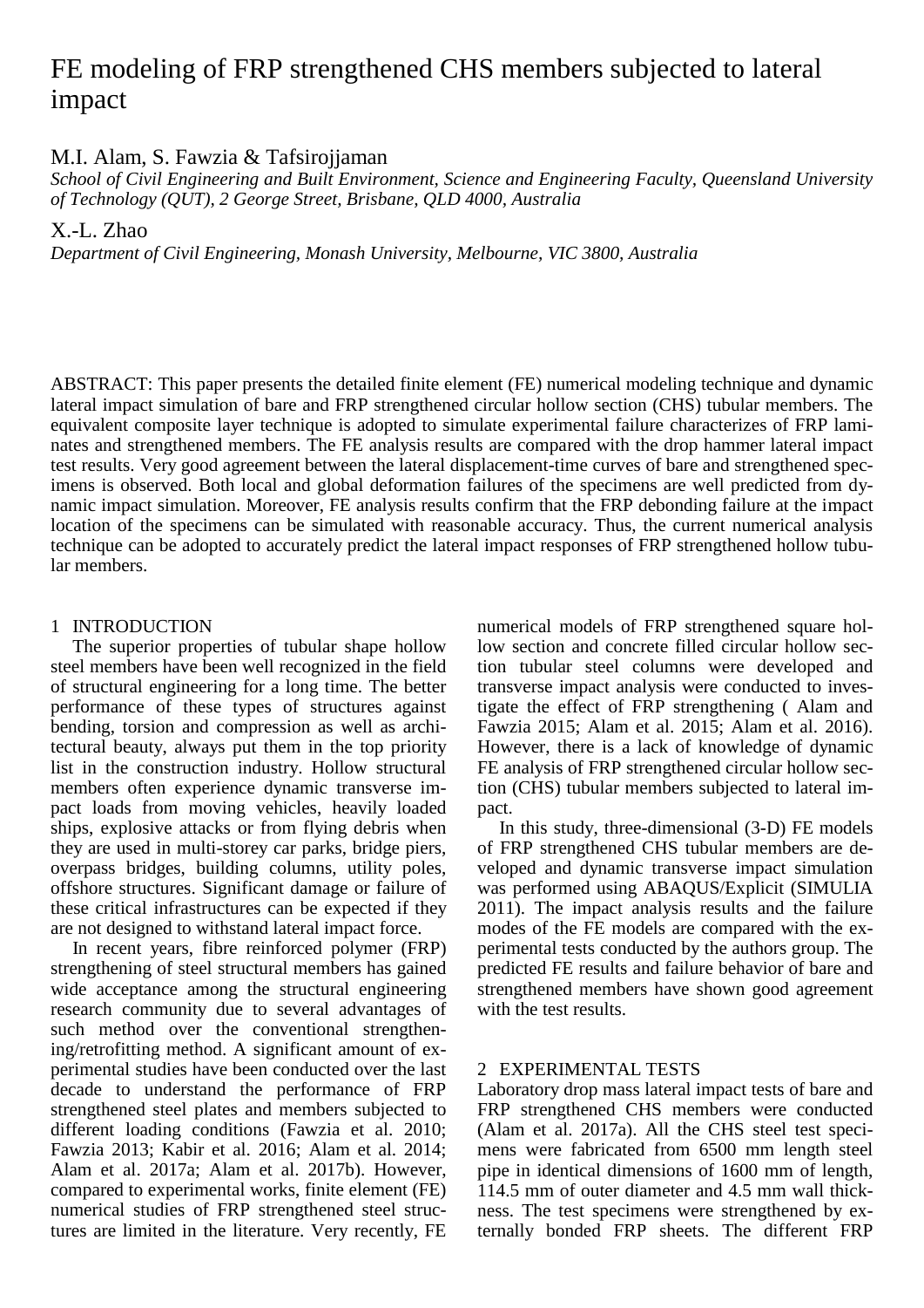# FE modeling of FRP strengthened CHS members subjected to lateral impact

M.I. Alam, S. Fawzia & Tafsirojjaman

*School of Civil Engineering and Built Environment, Science and Engineering Faculty, Queensland University of Technology (QUT), 2 George Street, Brisbane, QLD 4000, Australia*

X.-L. Zhao

*Department of Civil Engineering, Monash University, Melbourne, VIC 3800, Australia*

ABSTRACT: This paper presents the detailed finite element (FE) numerical modeling technique and dynamic lateral impact simulation of bare and FRP strengthened circular hollow section (CHS) tubular members. The equivalent composite layer technique is adopted to simulate experimental failure characterizes of FRP laminates and strengthened members. The FE analysis results are compared with the drop hammer lateral impact test results. Very good agreement between the lateral displacement-time curves of bare and strengthened specimens is observed. Both local and global deformation failures of the specimens are well predicted from dynamic impact simulation. Moreover, FE analysis results confirm that the FRP debonding failure at the impact location of the specimens can be simulated with reasonable accuracy. Thus, the current numerical analysis technique can be adopted to accurately predict the lateral impact responses of FRP strengthened hollow tubular members.

## 1 INTRODUCTION

The superior properties of tubular shape hollow steel members have been well recognized in the field of structural engineering for a long time. The better performance of these types of structures against bending, torsion and compression as well as architectural beauty, always put them in the top priority list in the construction industry. Hollow structural members often experience dynamic transverse impact loads from moving vehicles, heavily loaded ships, explosive attacks or from flying debris when they are used in multi-storey car parks, bridge piers, overpass bridges, building columns, utility poles, offshore structures. Significant damage or failure of these critical infrastructures can be expected if they are not designed to withstand lateral impact force.

In recent years, fibre reinforced polymer (FRP) strengthening of steel structural members has gained wide acceptance among the structural engineering research community due to several advantages of such method over the conventional strengthening/retrofitting method. A significant amount of experimental studies have been conducted over the last decade to understand the performance of FRP strengthened steel plates and members subjected to different loading conditions (Fawzia et al. 2010; Fawzia 2013; Kabir et al. 2016; Alam et al. 2014; Alam et al. 2017a; Alam et al. 2017b). However, compared to experimental works, finite element (FE) numerical studies of FRP strengthened steel structures are limited in the literature. Very recently, FE numerical models of FRP strengthened square hollow section and concrete filled circular hollow section tubular steel columns were developed and transverse impact analysis were conducted to investigate the effect of FRP strengthening ( Alam and Fawzia 2015; Alam et al. 2015; Alam et al. 2016). However, there is a lack of knowledge of dynamic FE analysis of FRP strengthened circular hollow section (CHS) tubular members subjected to lateral impact.

In this study, three-dimensional (3-D) FE models of FRP strengthened CHS tubular members are developed and dynamic transverse impact simulation was performed using ABAQUS/Explicit (SIMULIA 2011). The impact analysis results and the failure modes of the FE models are compared with the experimental tests conducted by the authors group. The predicted FE results and failure behavior of bare and strengthened members have shown good agreement with the test results.

## 2 EXPERIMENTAL TESTS

Laboratory drop mass lateral impact tests of bare and FRP strengthened CHS members were conducted (Alam et al. 2017a). All the CHS steel test specimens were fabricated from 6500 mm length steel pipe in identical dimensions of 1600 mm of length, 114.5 mm of outer diameter and 4.5 mm wall thickness. The test specimens were strengthened by externally bonded FRP sheets. The different FRP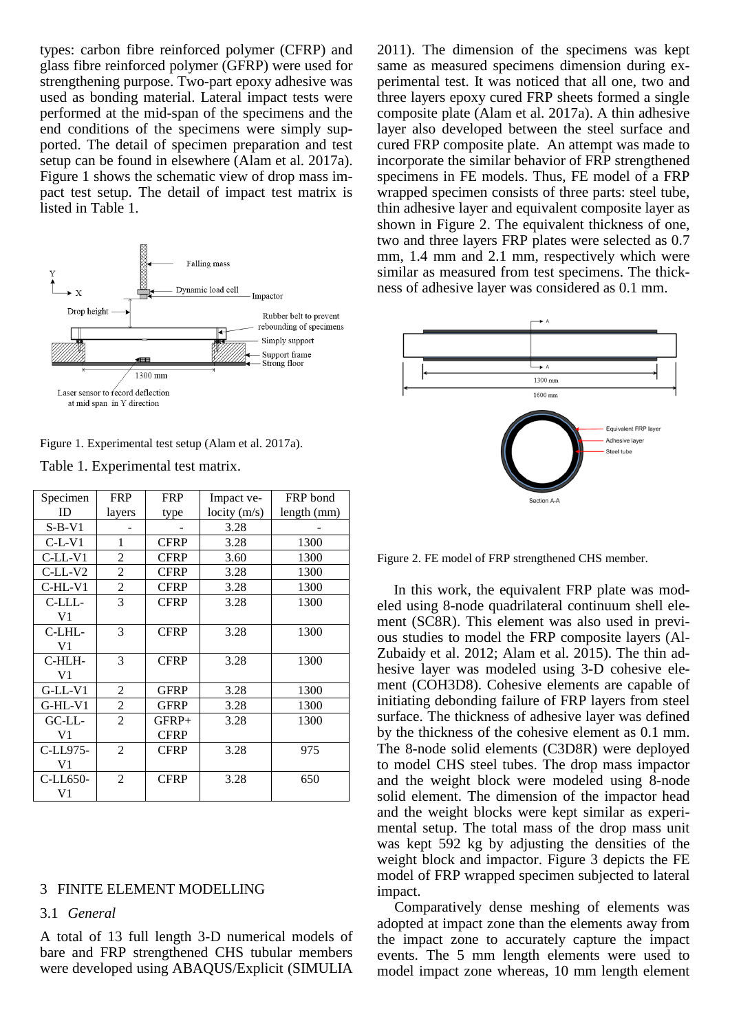types: carbon fibre reinforced polymer (CFRP) and glass fibre reinforced polymer (GFRP) were used for strengthening purpose. Two-part epoxy adhesive was used as bonding material. Lateral impact tests were performed at the mid-span of the specimens and the end conditions of the specimens were simply supported. The detail of specimen preparation and test setup can be found in elsewhere (Alam et al. 2017a). Figure 1 shows the schematic view of drop mass impact test setup. The detail of impact test matrix is listed in Table 1.

Figure 1. Experimental test setup (Alam et al. 2017a).

Table 1. Experimental test matrix.

| Specimen ID | FRP layers | FRP type | Impact velocity (m/s) | FRP bond length (mm) |
|---|---|---|---|---|
| S-B-V1 | - | - | 3.28 | - |
| C-L-V1 | 1 | CFRP | 3.28 | 1300 |
| C-LL-V1 | 2 | CFRP | 3.60 | 1300 |
| C-LL-V2 | 2 | CFRP | 3.28 | 1300 |
| C-HL-V1 | 2 | CFRP | 3.28 | 1300 |
| C-LLL-V1 | 3 | CFRP | 3.28 | 1300 |
| C-LHL-V1 | 3 | CFRP | 3.28 | 1300 |
| C-HLH-V1 | 3 | CFRP | 3.28 | 1300 |
| G-LL-V1 | 2 | GFRP | 3.28 | 1300 |
| G-HL-V1 | 2 | GFRP | 3.28 | 1300 |
| GC-LL-V1 | 2 | GFRP+CFRP | 3.28 | 1300 |
| C-LL975-V1 | 2 | CFRP | 3.28 | 975 |
| C-LL650-V1 | 2 | CFRP | 3.28 | 650 |

## 3 FINITE ELEMENT MODELLING

### 3.1 *General*

A total of 13 full length 3-D numerical models of bare and FRP strengthened CHS tubular members were developed using ABAQUS/Explicit (SIMULIA 2011). The dimension of the specimens was kept same as measured specimens dimension during experimental test. It was noticed that all one, two and three layers epoxy cured FRP sheets formed a single composite plate (Alam et al. 2017a). A thin adhesive layer also developed between the steel surface and cured FRP composite plate. An attempt was made to incorporate the similar behavior of FRP strengthened specimens in FE models. Thus, FE model of a FRP wrapped specimen consists of three parts: steel tube, thin adhesive layer and equivalent composite layer as shown in Figure 2. The equivalent thickness of one, two and three layers FRP plates were selected as 0.7 mm, 1.4 mm and 2.1 mm, respectively which were similar as measured from test specimens. The thickness of adhesive layer was considered as 0.1 mm.

Figure 2. FE model of FRP strengthened CHS member.

In this work, the equivalent FRP plate was modeled using 8-node quadrilateral continuum shell element (SC8R). This element was also used in previous studies to model the FRP composite layers (Al-Zubaidy et al. 2012; Alam et al. 2015). The thin adhesive layer was modeled using 3-D cohesive element (COH3D8). Cohesive elements are capable of initiating debonding failure of FRP layers from steel surface. The thickness of adhesive layer was defined by the thickness of the cohesive element as 0.1 mm. The 8-node solid elements (C3D8R) were deployed to model CHS steel tubes. The drop mass impactor and the weight block were modeled using 8-node solid element. The dimension of the impactor head and the weight blocks were kept similar as experimental setup. The total mass of the drop mass unit was kept 592 kg by adjusting the densities of the weight block and impactor. Figure 3 depicts the FE model of FRP wrapped specimen subjected to lateral impact.

Comparatively dense meshing of elements was adopted at impact zone than the elements away from the impact zone to accurately capture the impact events. The 5 mm length elements were used to model impact zone whereas, 10 mm length element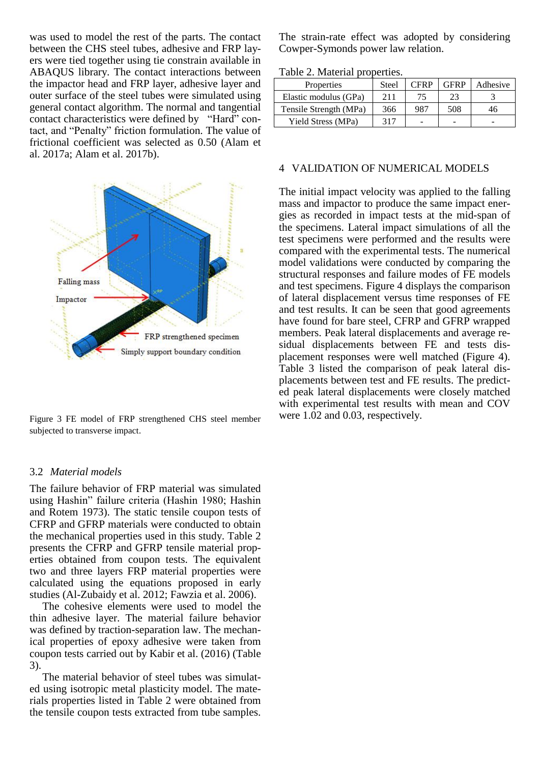was used to model the rest of the parts. The contact between the CHS steel tubes, adhesive and FRP layers were tied together using tie constrain available in ABAQUS library. The contact interactions between the impactor head and FRP layer, adhesive layer and outer surface of the steel tubes were simulated using general contact algorithm. The normal and tangential contact characteristics were defined by "Hard" contact, and "Penalty" friction formulation. The value of frictional coefficient was selected as 0.50 (Alam et al. 2017a; Alam et al. 2017b).

Figure 3 FE model of FRP strengthened CHS steel member subjected to transverse impact.

### 3.2 *Material models*

The failure behavior of FRP material was simulated using Hashin" failure criteria (Hashin 1980; Hashin and Rotem 1973). The static tensile coupon tests of CFRP and GFRP materials were conducted to obtain the mechanical properties used in this study. Table 2 presents the CFRP and GFRP tensile material properties obtained from coupon tests. The equivalent two and three layers FRP material properties were calculated using the equations proposed in early studies (Al-Zubaidy et al. 2012; Fawzia et al. 2006).

The cohesive elements were used to model the thin adhesive layer. The material failure behavior was defined by traction-separation law. The mechanical properties of epoxy adhesive were taken from coupon tests carried out by Kabir et al. (2016) (Table 3).

The material behavior of steel tubes was simulated using isotropic metal plasticity model. The materials properties listed in Table 2 were obtained from the tensile coupon tests extracted from tube samples. The strain-rate effect was adopted by considering Cowper-Symonds power law relation.

Table 2. Material properties.

| Properties | Steel | CFRP | GFRP | Adhesive |
|---|---|---|---|---|
| Elastic modulus (GPa) | 211 | 75 | 23 | 3 |
| Tensile Strength (MPa) | 366 | 987 | 508 | 46 |
| Yield Stress (MPa) | 317 | - | - | - |

## 4 VALIDATION OF NUMERICAL MODELS

The initial impact velocity was applied to the falling mass and impactor to produce the same impact energies as recorded in impact tests at the mid-span of the specimens. Lateral impact simulations of all the test specimens were performed and the results were compared with the experimental tests. The numerical model validations were conducted by comparing the structural responses and failure modes of FE models and test specimens. Figure 4 displays the comparison of lateral displacement versus time responses of FE and test results. It can be seen that good agreements have found for bare steel, CFRP and GFRP wrapped members. Peak lateral displacements and average residual displacements between FE and tests displacement responses were well matched (Figure 4). Table 3 listed the comparison of peak lateral displacements between test and FE results. The predicted peak lateral displacements were closely matched with experimental test results with mean and COV were 1.02 and 0.03, respectively.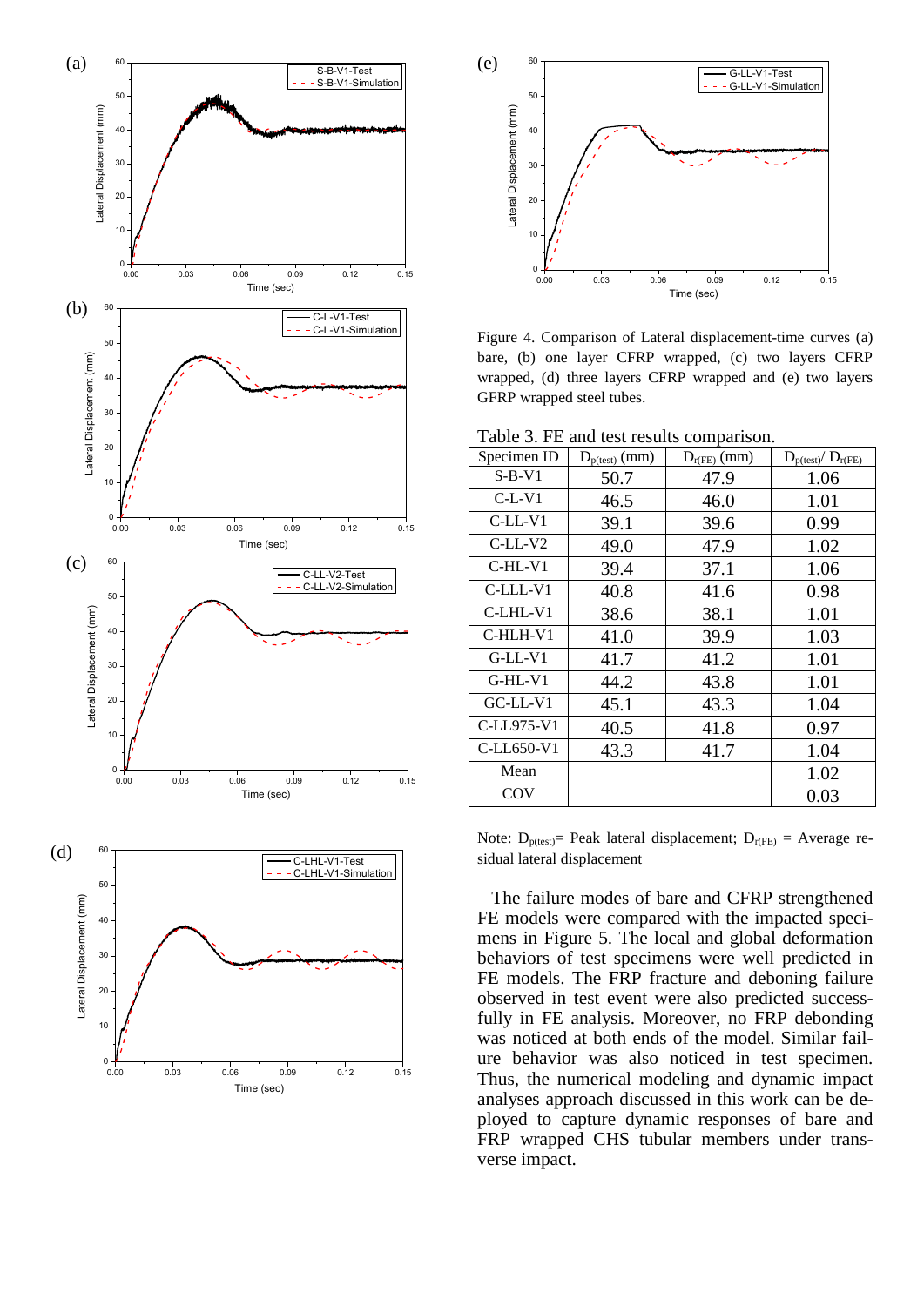Figure 4. Comparison of Lateral displacement-time curves (a) bare, (b) one layer CFRP wrapped, (c) two layers CFRP wrapped, (d) three layers CFRP wrapped and (e) two layers GFRP wrapped steel tubes.

Table 3. FE and test results comparison.

| Specimen ID | $D_{p(test)}$ (mm) | $D_{r(FE)}$ (mm) | $D_{p(test)}$/ $D_{r(FE)}$ |
|---|---|---|---|
| S-B-V1 | 50.7 | 47.9 | 1.06 |
| C-L-V1 | 46.5 | 46.0 | 1.01 |
| C-LL-V1 | 39.1 | 39.6 | 0.99 |
| C-LL-V2 | 49.0 | 47.9 | 1.02 |
| C-HL-V1 | 39.4 | 37.1 | 1.06 |
| C-LLL-V1 | 40.8 | 41.6 | 0.98 |
| C-LHL-V1 | 38.6 | 38.1 | 1.01 |
| C-HLH-V1 | 41.0 | 39.9 | 1.03 |
| G-LL-V1 | 41.7 | 41.2 | 1.01 |
| G-HL-V1 | 44.2 | 43.8 | 1.01 |
| GC-LL-V1 | 45.1 | 43.3 | 1.04 |
| C-LL975-V1 | 40.5 | 41.8 | 0.97 |
| C-LL650-V1 | 43.3 | 41.7 | 1.04 |
| Mean | | | 1.02 |
| COV | | | 0.03 |

Note: $D_{p(test)}$= Peak lateral displacement; $D_{r(FE)}$ = Average residual lateral displacement

The failure modes of bare and CFRP strengthened FE models were compared with the impacted specimens in Figure 5. The local and global deformation behaviors of test specimens were well predicted in FE models. The FRP fracture and deboning failure observed in test event were also predicted successfully in FE analysis. Moreover, no FRP debonding was noticed at both ends of the model. Similar failure behavior was also noticed in test specimen. Thus, the numerical modeling and dynamic impact analyses approach discussed in this work can be deployed to capture dynamic responses of bare and FRP wrapped CHS tubular members under transverse impact.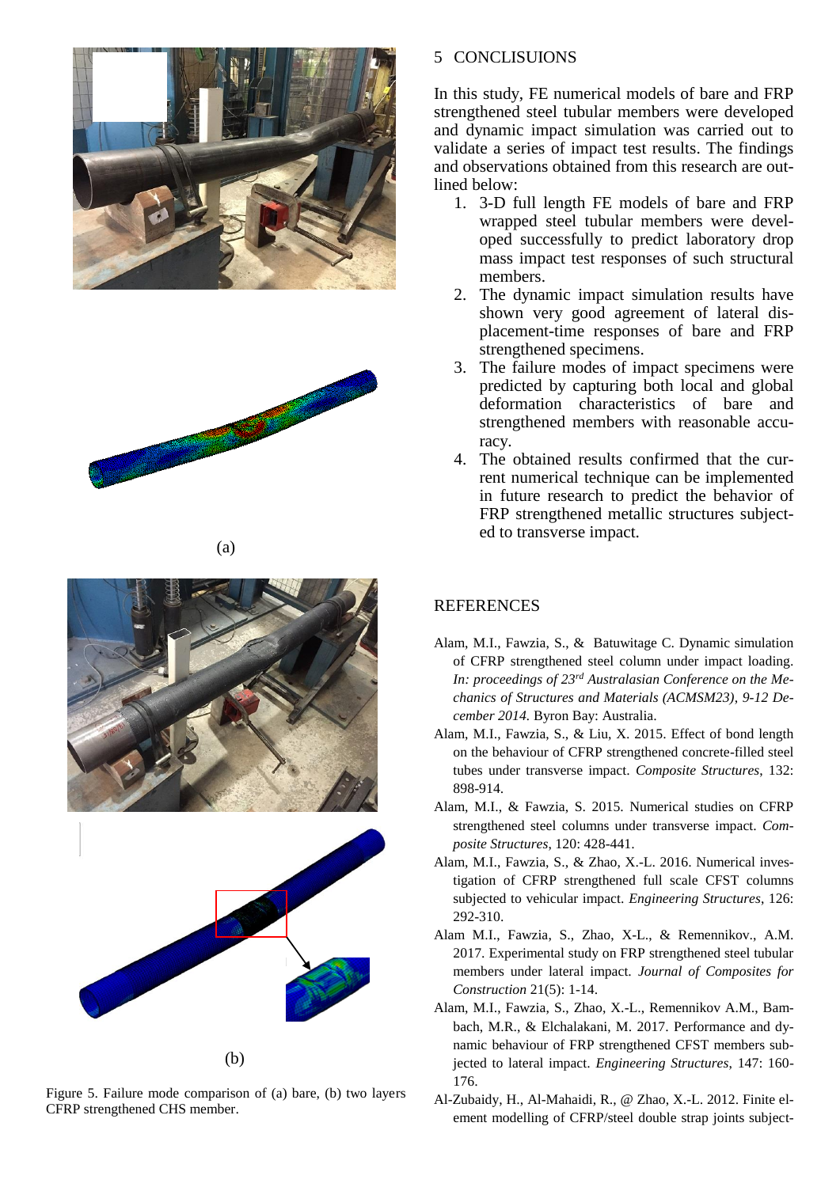(a)

(b)

Figure 5. Failure mode comparison of (a) bare, (b) two layers CFRP strengthened CHS member.

## 5 CONCLISUIONS

In this study, FE numerical models of bare and FRP strengthened steel tubular members were developed and dynamic impact simulation was carried out to validate a series of impact test results. The findings and observations obtained from this research are outlined below:

1. 3-D full length FE models of bare and FRP wrapped steel tubular members were developed successfully to predict laboratory drop mass impact test responses of such structural members.
2. The dynamic impact simulation results have shown very good agreement of lateral displacement-time responses of bare and FRP strengthened specimens.
3. The failure modes of impact specimens were predicted by capturing both local and global deformation characteristics of bare and strengthened members with reasonable accuracy.
4. The obtained results confirmed that the current numerical technique can be implemented in future research to predict the behavior of FRP strengthened metallic structures subjected to transverse impact.

## REFERENCES

Alam, M.I., Fawzia, S., & Batuwitage C. Dynamic simulation of CFRP strengthened steel column under impact loading. *In: proceedings of 23rd Australasian Conference on the Mechanics of Structures and Materials (ACMSM23), 9-12 December 2014.* Byron Bay: Australia.

Alam, M.I., Fawzia, S., & Liu, X. 2015. Effect of bond length on the behaviour of CFRP strengthened concrete-filled steel tubes under transverse impact. *Composite Structures*, 132: 898-914.

Alam, M.I., & Fawzia, S. 2015. Numerical studies on CFRP strengthened steel columns under transverse impact. *Composite Structures*, 120: 428-441.

Alam, M.I., Fawzia, S., & Zhao, X.-L. 2016. Numerical investigation of CFRP strengthened full scale CFST columns subjected to vehicular impact. *Engineering Structures*, 126: 292-310.

Alam M.I., Fawzia, S., Zhao, X-L., & Remennikov., A.M. 2017. Experimental study on FRP strengthened steel tubular members under lateral impact. *Journal of Composites for Construction* 21(5): 1-14.

Alam, M.I., Fawzia, S., Zhao, X.-L., Remennikov A.M., Bambach, M.R., & Elchalakani, M. 2017. Performance and dynamic behaviour of FRP strengthened CFST members subjected to lateral impact. *Engineering Structures*, 147: 160-176.

Al-Zubaidy, H., Al-Mahaidi, R., @ Zhao, X.-L. 2012. Finite element modelling of CFRP/steel double strap joints subject-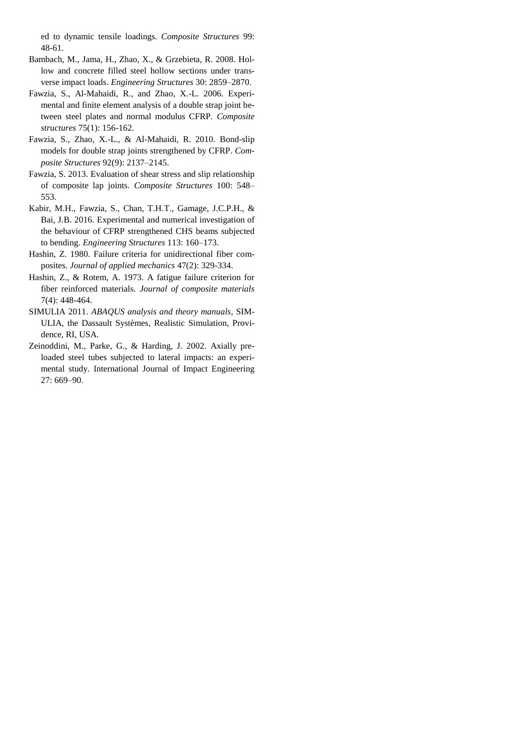ed to dynamic tensile loadings. *Composite Structures* 99: 48-61.

Bambach, M., Jama, H., Zhao, X., & Grzebieta, R. 2008. Hollow and concrete filled steel hollow sections under transverse impact loads. *Engineering Structures* 30: 2859–2870.

Fawzia, S., Al-Mahaidi, R., and Zhao, X.-L. 2006. Experimental and finite element analysis of a double strap joint between steel plates and normal modulus CFRP. *Composite structures* 75(1): 156-162.

Fawzia, S., Zhao, X.-L., & Al-Mahaidi, R. 2010. Bond-slip models for double strap joints strengthened by CFRP. *Composite Structures* 92(9): 2137–2145.

Fawzia, S. 2013. Evaluation of shear stress and slip relationship of composite lap joints. *Composite Structures* 100: 548–553.

Kabir, M.H., Fawzia, S., Chan, T.H.T., Gamage, J.C.P.H., & Bai, J.B. 2016. Experimental and numerical investigation of the behaviour of CFRP strengthened CHS beams subjected to bending. *Engineering Structures* 113: 160–173.

Hashin, Z. 1980. Failure criteria for unidirectional fiber composites. *Journal of applied mechanics* 47(2): 329-334.

Hashin, Z., & Rotem, A. 1973. A fatigue failure criterion for fiber reinforced materials. *Journal of composite materials* 7(4): 448-464.

SIMULIA 2011. *ABAQUS analysis and theory manuals*, SIMULIA, the Dassault Systèmes, Realistic Simulation, Providence, RI, USA.

Zeinoddini, M., Parke, G., & Harding, J. 2002. Axially preloaded steel tubes subjected to lateral impacts: an experimental study. International Journal of Impact Engineering 27: 669–90.